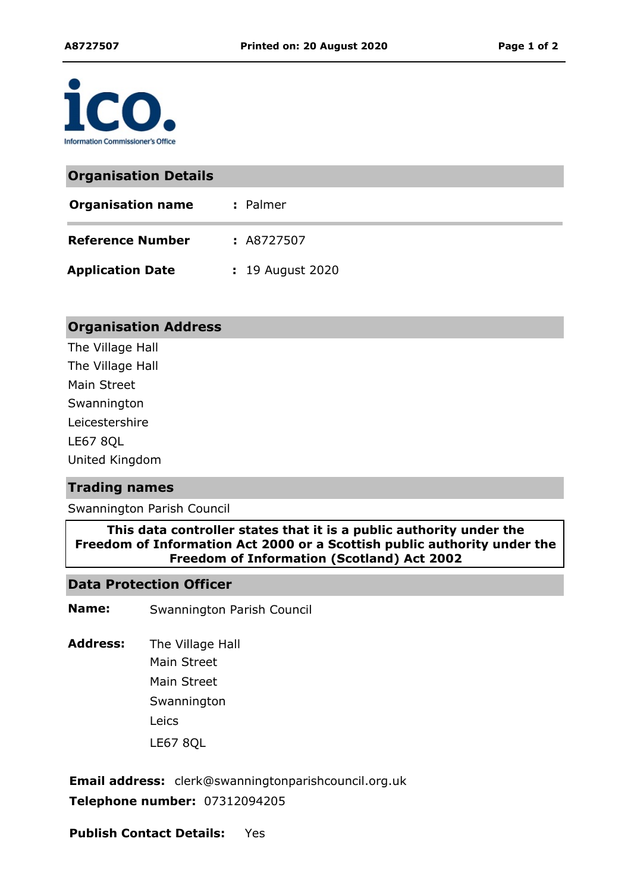Information Commissioner's Office

## Organisation Details

| | |
|---|---|
| **Organisation name** | : Palmer |
| **Reference Number** | : A8727507 |
| **Application Date** | : 19 August 2020 |

## Organisation Address

The Village Hall
The Village Hall
Main Street
Swannington
Leicestershire
LE67 8QL
United Kingdom

## Trading names

Swannington Parish Council

**This data controller states that it is a public authority under the Freedom of Information Act 2000 or a Scottish public authority under the Freedom of Information (Scotland) Act 2002**

## Data Protection Officer

**Name:** Swannington Parish Council

**Address:**
The Village Hall
Main Street
Main Street
Swannington
Leics
LE67 8QL

**Email address:** clerk@swanningtonparishcouncil.org.uk
**Telephone number:** 07312094205

**Publish Contact Details:** Yes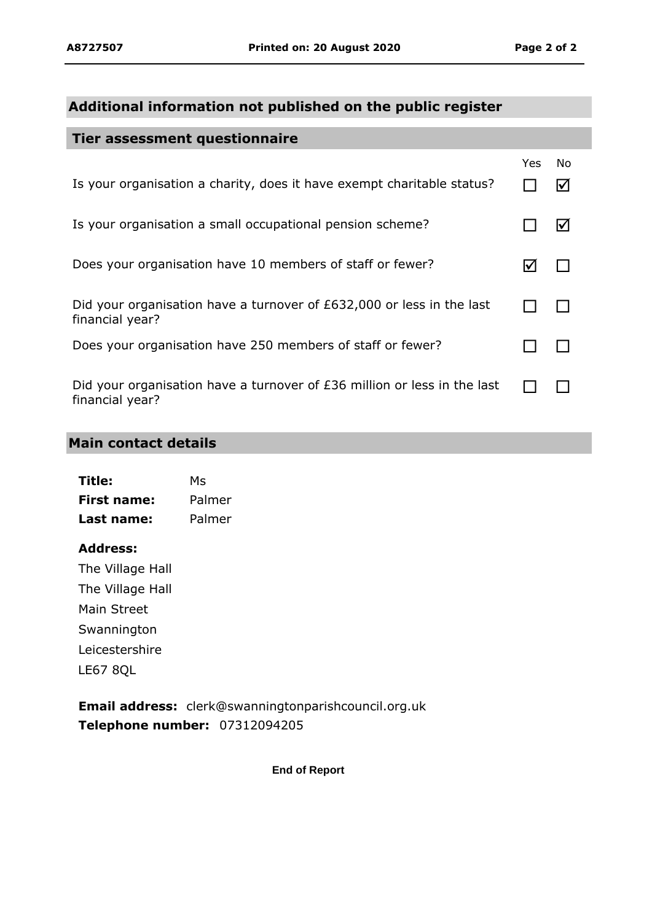## Additional information not published on the public register

### Tier assessment questionnaire

| | Yes | No |
|---|---|---|
| Is your organisation a charity, does it have exempt charitable status? | ☐ | ☑ |
| Is your organisation a small occupational pension scheme? | ☐ | ☑ |
| Does your organisation have 10 members of staff or fewer? | ☑ | ☐ |
| Did your organisation have a turnover of £632,000 or less in the last financial year? | ☐ | ☐ |
| Does your organisation have 250 members of staff or fewer? | ☐ | ☐ |
| Did your organisation have a turnover of £36 million or less in the last financial year? | ☐ | ☐ |

### Main contact details

**Title:** Ms
**First name:** Palmer
**Last name:** Palmer

**Address:**
The Village Hall
The Village Hall
Main Street
Swannington
Leicestershire
LE67 8QL

**Email address:** clerk@swanningtonparishcouncil.org.uk
**Telephone number:** 07312094205

**End of Report**